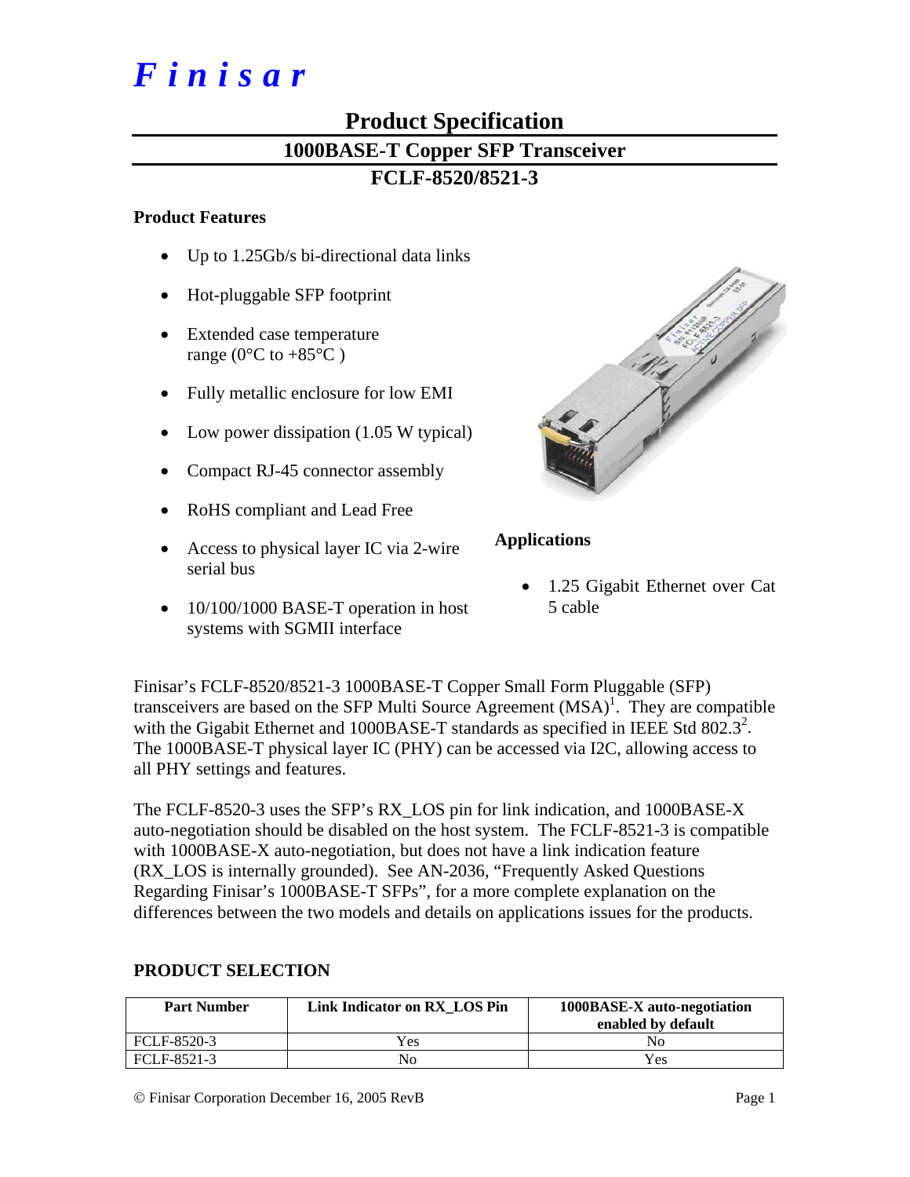# *Finisar*

## Product Specification

## 1000BASE-T Copper SFP Transceiver

## FCLF-8520/8521-3

### Product Features

- Up to 1.25Gb/s bi-directional data links
- Hot-pluggable SFP footprint
- Extended case temperature range (0°C to +85°C )
- Fully metallic enclosure for low EMI
- Low power dissipation (1.05 W typical)
- Compact RJ-45 connector assembly
- RoHS compliant and Lead Free
- Access to physical layer IC via 2-wire serial bus
- 10/100/1000 BASE-T operation in host systems with SGMII interface

### Applications

- 1.25 Gigabit Ethernet over Cat 5 cable

Finisar's FCLF-8520/8521-3 1000BASE-T Copper Small Form Pluggable (SFP) transceivers are based on the SFP Multi Source Agreement (MSA)[1]. They are compatible with the Gigabit Ethernet and 1000BASE-T standards as specified in IEEE Std 802.3[2]. The 1000BASE-T physical layer IC (PHY) can be accessed via I2C, allowing access to all PHY settings and features.

The FCLF-8520-3 uses the SFP's RX_LOS pin for link indication, and 1000BASE-X auto-negotiation should be disabled on the host system. The FCLF-8521-3 is compatible with 1000BASE-X auto-negotiation, but does not have a link indication feature (RX_LOS is internally grounded). See AN-2036, "Frequently Asked Questions Regarding Finisar's 1000BASE-T SFPs", for a more complete explanation on the differences between the two models and details on applications issues for the products.

### PRODUCT SELECTION

| Part Number | Link Indicator on RX_LOS Pin | 1000BASE-X auto-negotiation enabled by default |
|---|---|---|
| FCLF-8520-3 | Yes | No |
| FCLF-8521-3 | No | Yes |

© Finisar Corporation December 16, 2005 RevB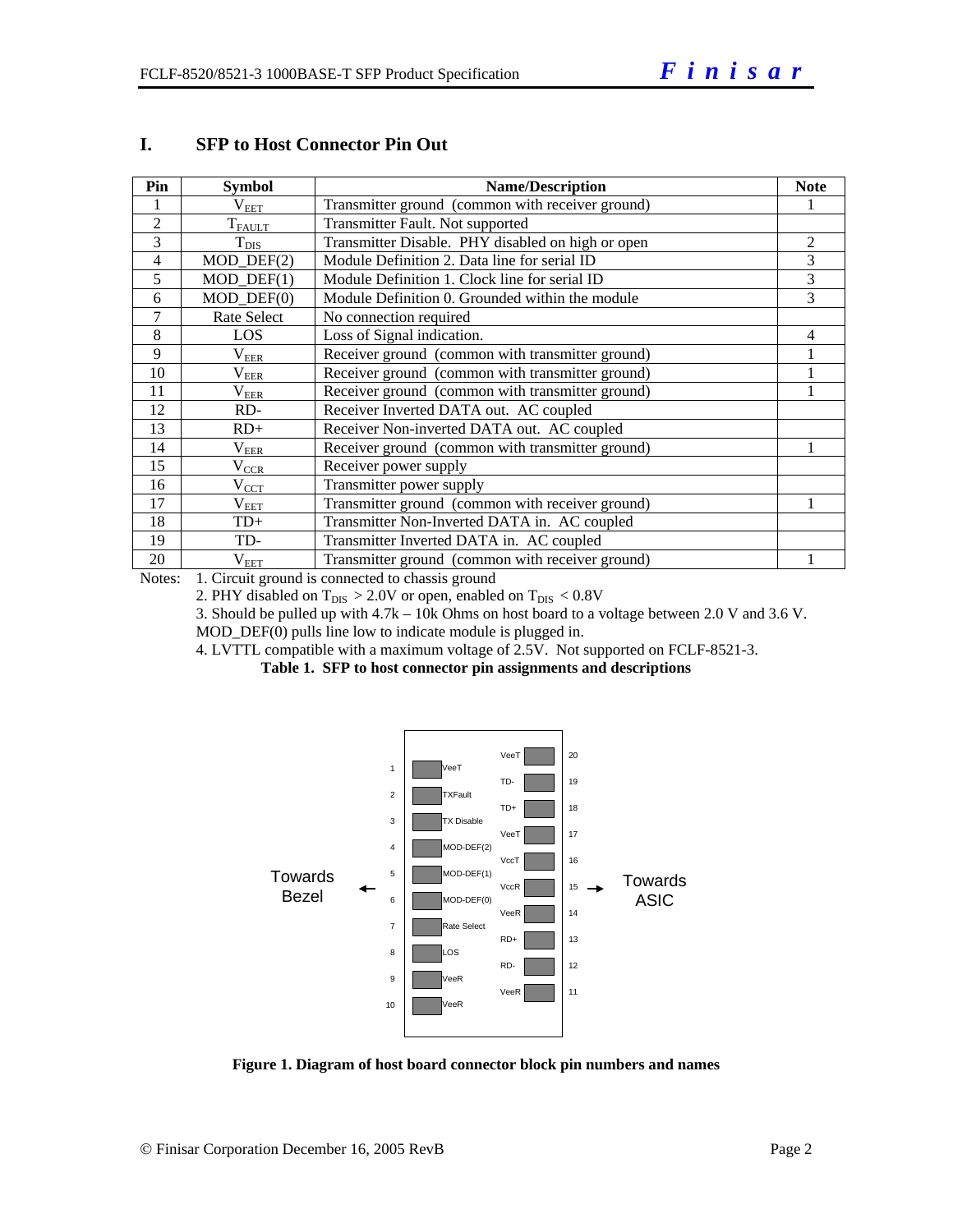## I. SFP to Host Connector Pin Out

| Pin | Symbol | Name/Description | Note |
|---|---|---|---|
| 1 | $V_{EET}$ | Transmitter ground (common with receiver ground) | 1 |
| 2 | $T_{FAULT}$ | Transmitter Fault. Not supported | |
| 3 | $T_{DIS}$ | Transmitter Disable. PHY disabled on high or open | 2 |
| 4 | MOD_DEF(2) | Module Definition 2. Data line for serial ID | 3 |
| 5 | MOD_DEF(1) | Module Definition 1. Clock line for serial ID | 3 |
| 6 | MOD_DEF(0) | Module Definition 0. Grounded within the module | 3 |
| 7 | Rate Select | No connection required | |
| 8 | LOS | Loss of Signal indication. | 4 |
| 9 | $V_{EER}$ | Receiver ground (common with transmitter ground) | 1 |
| 10 | $V_{EER}$ | Receiver ground (common with transmitter ground) | 1 |
| 11 | $V_{EER}$ | Receiver ground (common with transmitter ground) | 1 |
| 12 | RD- | Receiver Inverted DATA out. AC coupled | |
| 13 | RD+ | Receiver Non-inverted DATA out. AC coupled | |
| 14 | $V_{EER}$ | Receiver ground (common with transmitter ground) | 1 |
| 15 | $V_{CCR}$ | Receiver power supply | |
| 16 | $V_{CCT}$ | Transmitter power supply | |
| 17 | $V_{EET}$ | Transmitter ground (common with receiver ground) | 1 |
| 18 | TD+ | Transmitter Non-Inverted DATA in. AC coupled | |
| 19 | TD- | Transmitter Inverted DATA in. AC coupled | |
| 20 | $V_{EET}$ | Transmitter ground (common with receiver ground) | 1 |

Notes: 1. Circuit ground is connected to chassis ground

2. PHY disabled on $T_{DIS} > 2.0V$ or open, enabled on $T_{DIS} < 0.8V$

3. Should be pulled up with 4.7k – 10k Ohms on host board to a voltage between 2.0 V and 3.6 V. MOD_DEF(0) pulls line low to indicate module is plugged in.

4. LVTTL compatible with a maximum voltage of 2.5V. Not supported on FCLF-8521-3.

**Table 1. SFP to host connector pin assignments and descriptions**

**Figure 1. Diagram of host board connector block pin numbers and names**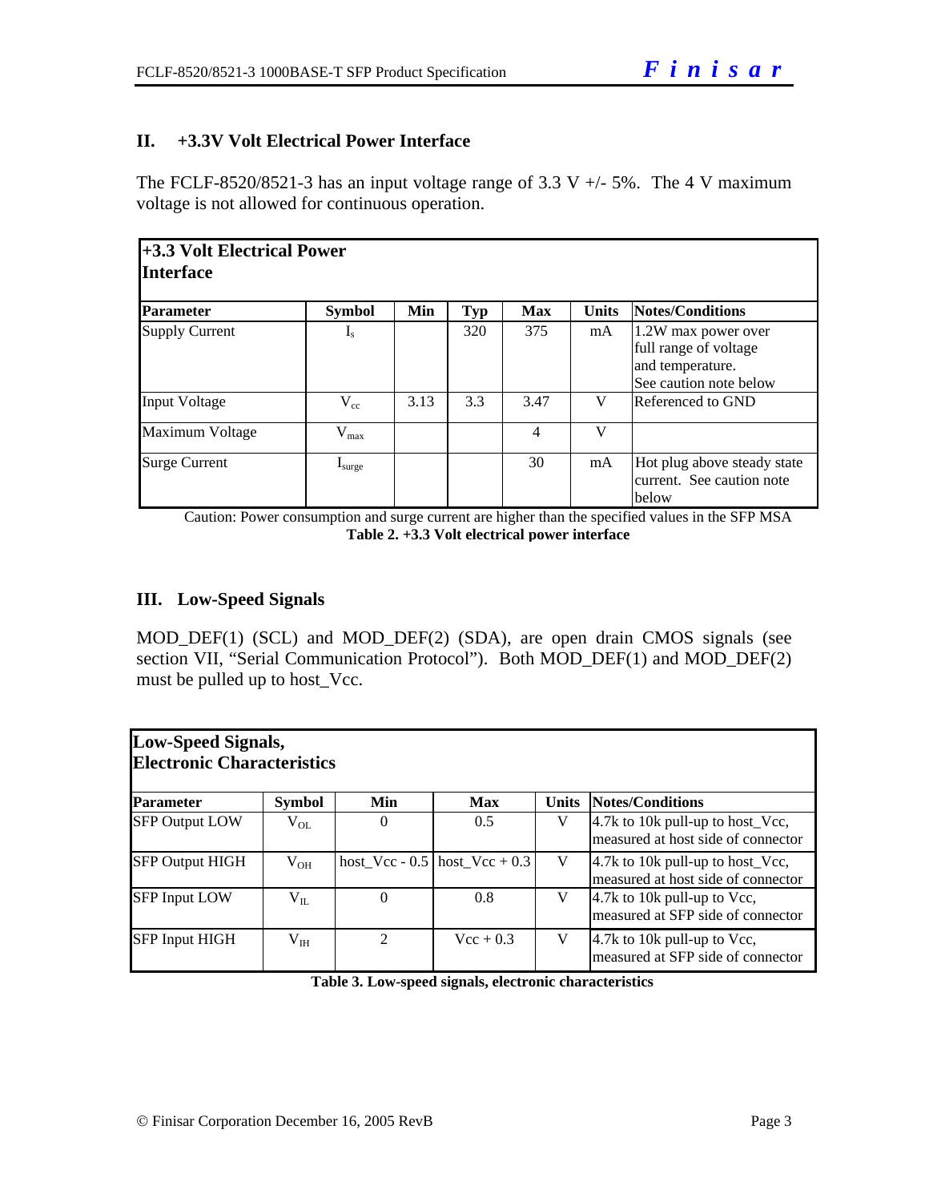## II. +3.3V Volt Electrical Power Interface

The FCLF-8520/8521-3 has an input voltage range of 3.3 V +/- 5%. The 4 V maximum voltage is not allowed for continuous operation.

| **+3.3 Volt Electrical Power Interface** | | | | | | |
|---|---|---|---|---|---|---|
| **Parameter** | **Symbol** | **Min** | **Typ** | **Max** | **Units** | **Notes/Conditions** |
| Supply Current | $I_s$ | | 320 | 375 | mA | 1.2W max power over full range of voltage and temperature. See caution note below |
| Input Voltage | $V_{cc}$ | 3.13 | 3.3 | 3.47 | V | Referenced to GND |
| Maximum Voltage | $V_{max}$ | | | 4 | V | |
| Surge Current | $I_{surge}$ | | | 30 | mA | Hot plug above steady state current. See caution note below |

Caution: Power consumption and surge current are higher than the specified values in the SFP MSA

**Table 2. +3.3 Volt electrical power interface**

## III. Low-Speed Signals

MOD_DEF(1) (SCL) and MOD_DEF(2) (SDA), are open drain CMOS signals (see section VII, "Serial Communication Protocol"). Both MOD_DEF(1) and MOD_DEF(2) must be pulled up to host_Vcc.

| **Low-Speed Signals, Electronic Characteristics** | | | | | |
|---|---|---|---|---|---|
| **Parameter** | **Symbol** | **Min** | **Max** | **Units** | **Notes/Conditions** |
| SFP Output LOW | $V_{OL}$ | 0 | 0.5 | V | 4.7k to 10k pull-up to host_Vcc, measured at host side of connector |
| SFP Output HIGH | $V_{OH}$ | host_Vcc - 0.5 | host_Vcc + 0.3 | V | 4.7k to 10k pull-up to host_Vcc, measured at host side of connector |
| SFP Input LOW | $V_{IL}$ | 0 | 0.8 | V | 4.7k to 10k pull-up to Vcc, measured at SFP side of connector |
| SFP Input HIGH | $V_{IH}$ | 2 | Vcc + 0.3 | V | 4.7k to 10k pull-up to Vcc, measured at SFP side of connector |

**Table 3. Low-speed signals, electronic characteristics**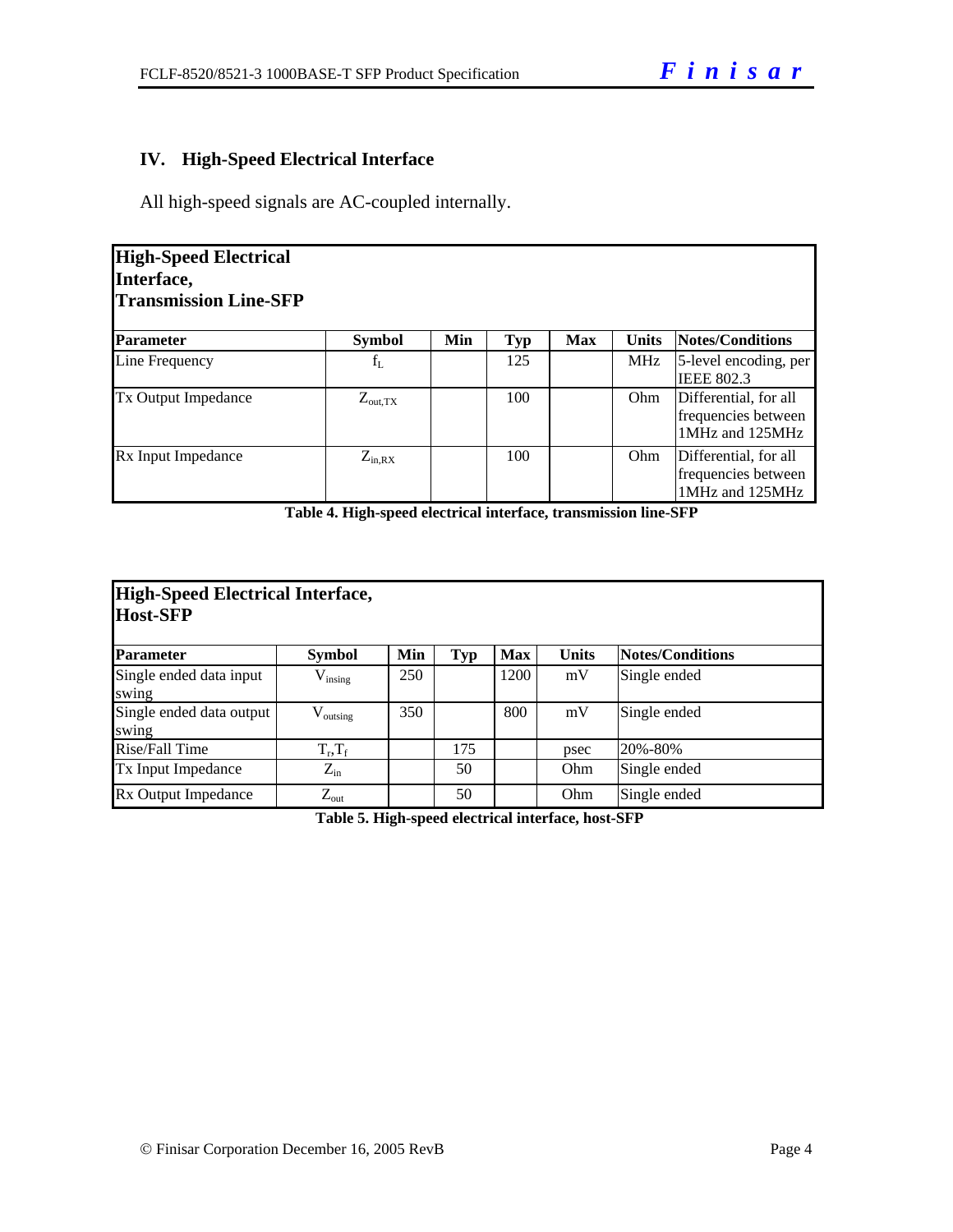## IV. High-Speed Electrical Interface

All high-speed signals are AC-coupled internally.

| **High-Speed Electrical Interface, Transmission Line-SFP** | | | | | | |
|---|---|---|---|---|---|---|
| **Parameter** | **Symbol** | **Min** | **Typ** | **Max** | **Units** | **Notes/Conditions** |
| Line Frequency | $f_L$ | | 125 | | MHz | 5-level encoding, per IEEE 802.3 |
| Tx Output Impedance | $Z_{out,TX}$ | | 100 | | Ohm | Differential, for all frequencies between 1MHz and 125MHz |
| Rx Input Impedance | $Z_{in,RX}$ | | 100 | | Ohm | Differential, for all frequencies between 1MHz and 125MHz |

**Table 4. High-speed electrical interface, transmission line-SFP**

| **High-Speed Electrical Interface, Host-SFP** | | | | | | |
|---|---|---|---|---|---|---|
| **Parameter** | **Symbol** | **Min** | **Typ** | **Max** | **Units** | **Notes/Conditions** |
| Single ended data input swing | $V_{insing}$ | 250 | | 1200 | mV | Single ended |
| Single ended data output swing | $V_{outsing}$ | 350 | | 800 | mV | Single ended |
| Rise/Fall Time | $T_r$,$T_f$ | | 175 | | psec | 20%-80% |
| Tx Input Impedance | $Z_{in}$ | | 50 | | Ohm | Single ended |
| Rx Output Impedance | $Z_{out}$ | | 50 | | Ohm | Single ended |

**Table 5. High-speed electrical interface, host-SFP**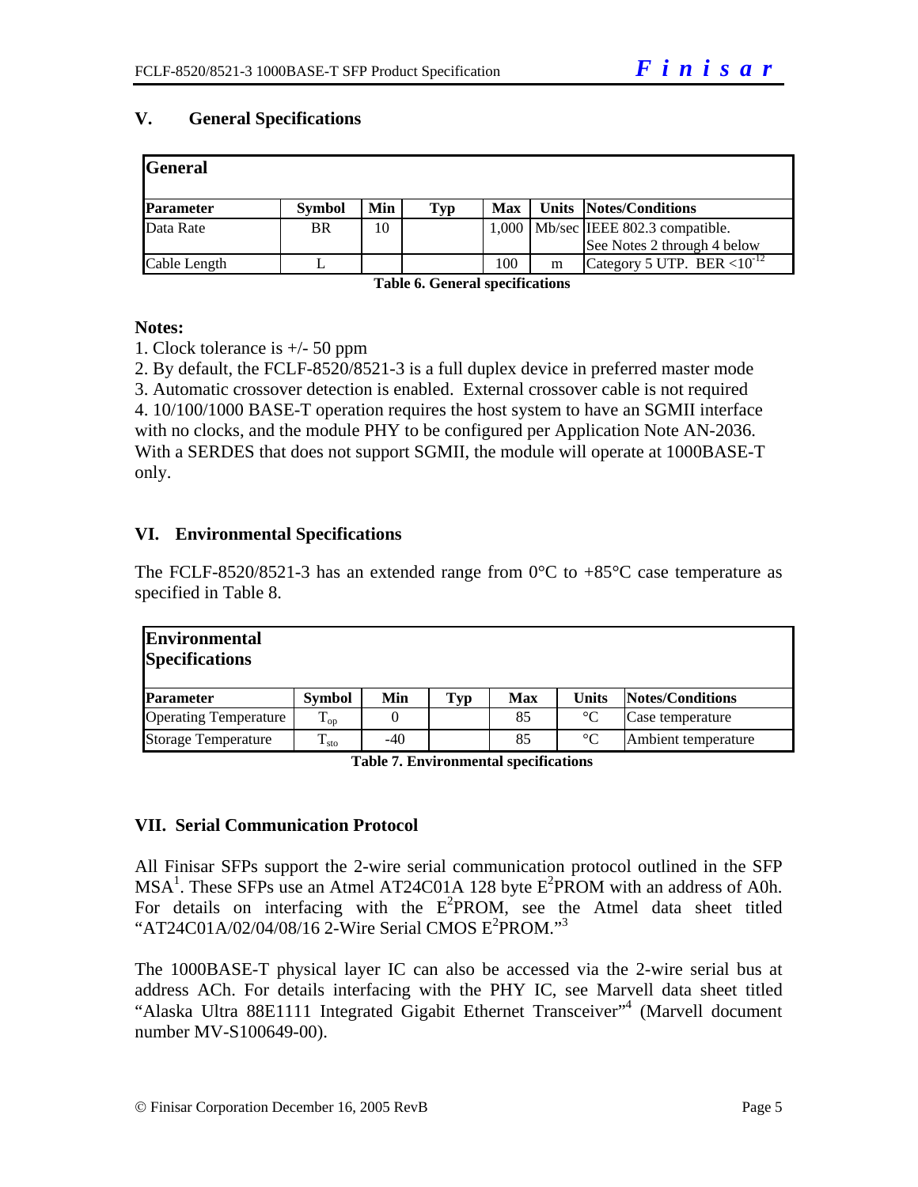## V. General Specifications

| General | | | | | | |
|---|---|---|---|---|---|---|
| **Parameter** | **Symbol** | **Min** | **Typ** | **Max** | **Units** | **Notes/Conditions** |
| Data Rate | BR | 10 | | 1,000 | Mb/sec | IEEE 802.3 compatible. See Notes 2 through 4 below |
| Cable Length | L | | | 100 | m | Category 5 UTP. BER $<10^{-12}$ |

**Table 6. General specifications**

**Notes:**

1. Clock tolerance is +/- 50 ppm
2. By default, the FCLF-8520/8521-3 is a full duplex device in preferred master mode
3. Automatic crossover detection is enabled. External crossover cable is not required
4. 10/100/1000 BASE-T operation requires the host system to have an SGMII interface with no clocks, and the module PHY to be configured per Application Note AN-2036. With a SERDES that does not support SGMII, the module will operate at 1000BASE-T only.

## VI. Environmental Specifications

The FCLF-8520/8521-3 has an extended range from 0°C to +85°C case temperature as specified in Table 8.

| Environmental Specifications | | | | | | |
|---|---|---|---|---|---|---|
| **Parameter** | **Symbol** | **Min** | **Typ** | **Max** | **Units** | **Notes/Conditions** |
| Operating Temperature | $T_{op}$ | 0 | | 85 | °C | Case temperature |
| Storage Temperature | $T_{sto}$ | -40 | | 85 | °C | Ambient temperature |

**Table 7. Environmental specifications**

## VII. Serial Communication Protocol

All Finisar SFPs support the 2-wire serial communication protocol outlined in the SFP MSA[1]. These SFPs use an Atmel AT24C01A 128 byte $E^2$PROM with an address of A0h. For details on interfacing with the $E^2$PROM, see the Atmel data sheet titled "AT24C01A/02/04/08/16 2-Wire Serial CMOS $E^2$PROM."[3]

The 1000BASE-T physical layer IC can also be accessed via the 2-wire serial bus at address ACh. For details interfacing with the PHY IC, see Marvell data sheet titled "Alaska Ultra 88E1111 Integrated Gigabit Ethernet Transceiver"[4] (Marvell document number MV-S100649-00).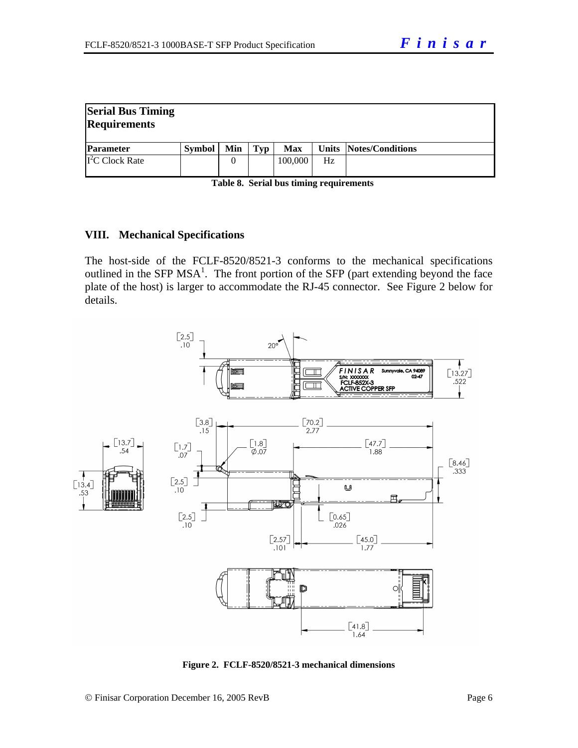| Serial Bus Timing Requirements | | | | | | |
|---|---|---|---|---|---|---|
| **Parameter** | **Symbol** | **Min** | **Typ** | **Max** | **Units** | **Notes/Conditions** |
| $I^2C$ Clock Rate | | 0 | | 100,000 | Hz | |

**Table 8. Serial bus timing requirements**

## VIII. Mechanical Specifications

The host-side of the FCLF-8520/8521-3 conforms to the mechanical specifications outlined in the SFP MSA[1]. The front portion of the SFP (part extending beyond the face plate of the host) is larger to accommodate the RJ-45 connector. See Figure 2 below for details.

**Figure 2. FCLF-8520/8521-3 mechanical dimensions**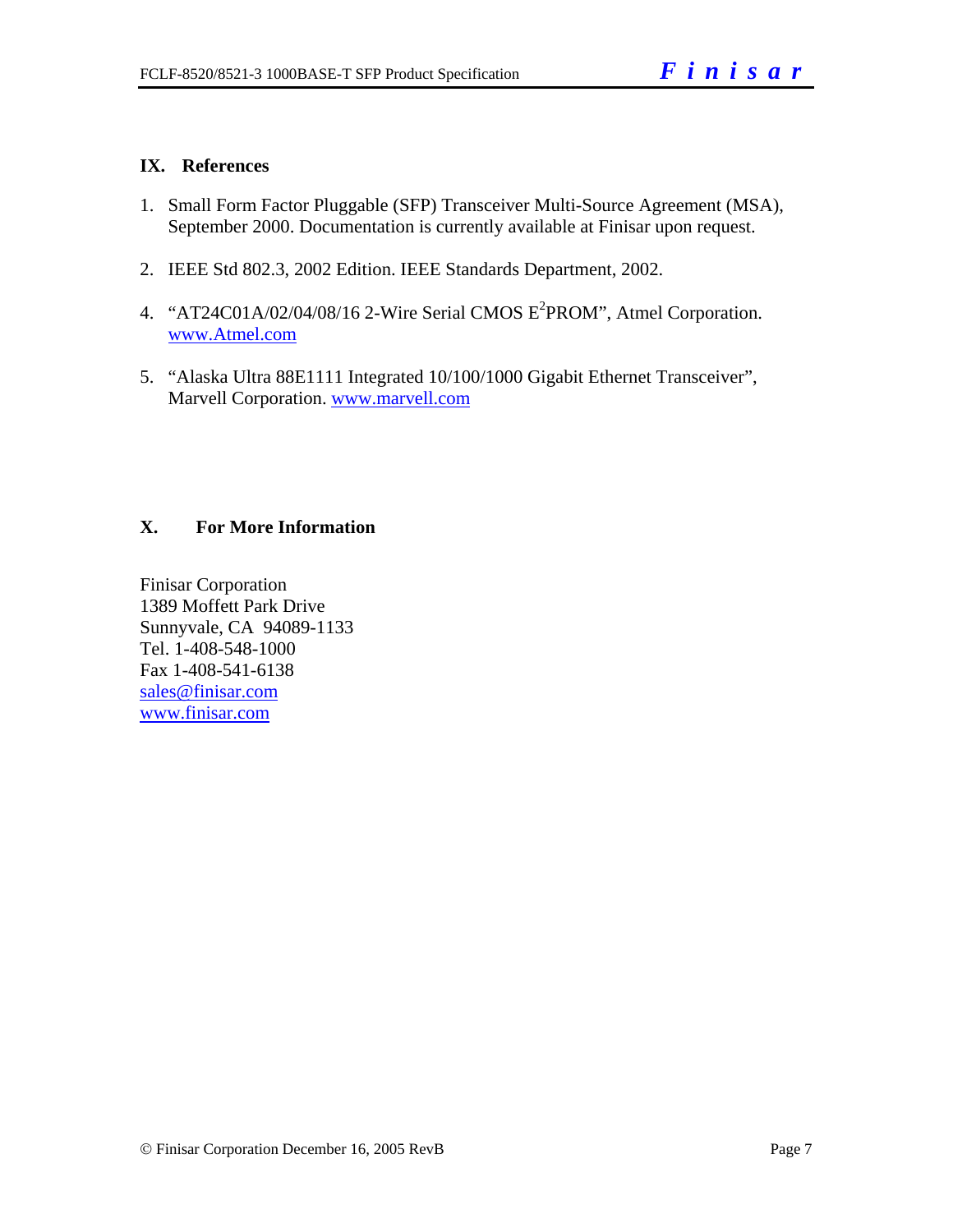## IX. References

1. Small Form Factor Pluggable (SFP) Transceiver Multi-Source Agreement (MSA), September 2000. Documentation is currently available at Finisar upon request.

2. IEEE Std 802.3, 2002 Edition. IEEE Standards Department, 2002.

4. "AT24C01A/02/04/08/16 2-Wire Serial CMOS $E^2$PROM", Atmel Corporation. www.Atmel.com

5. "Alaska Ultra 88E1111 Integrated 10/100/1000 Gigabit Ethernet Transceiver", Marvell Corporation. www.marvell.com

## X. For More Information

Finisar Corporation
1389 Moffett Park Drive
Sunnyvale, CA 94089-1133
Tel. 1-408-548-1000
Fax 1-408-541-6138
sales@finisar.com
www.finisar.com